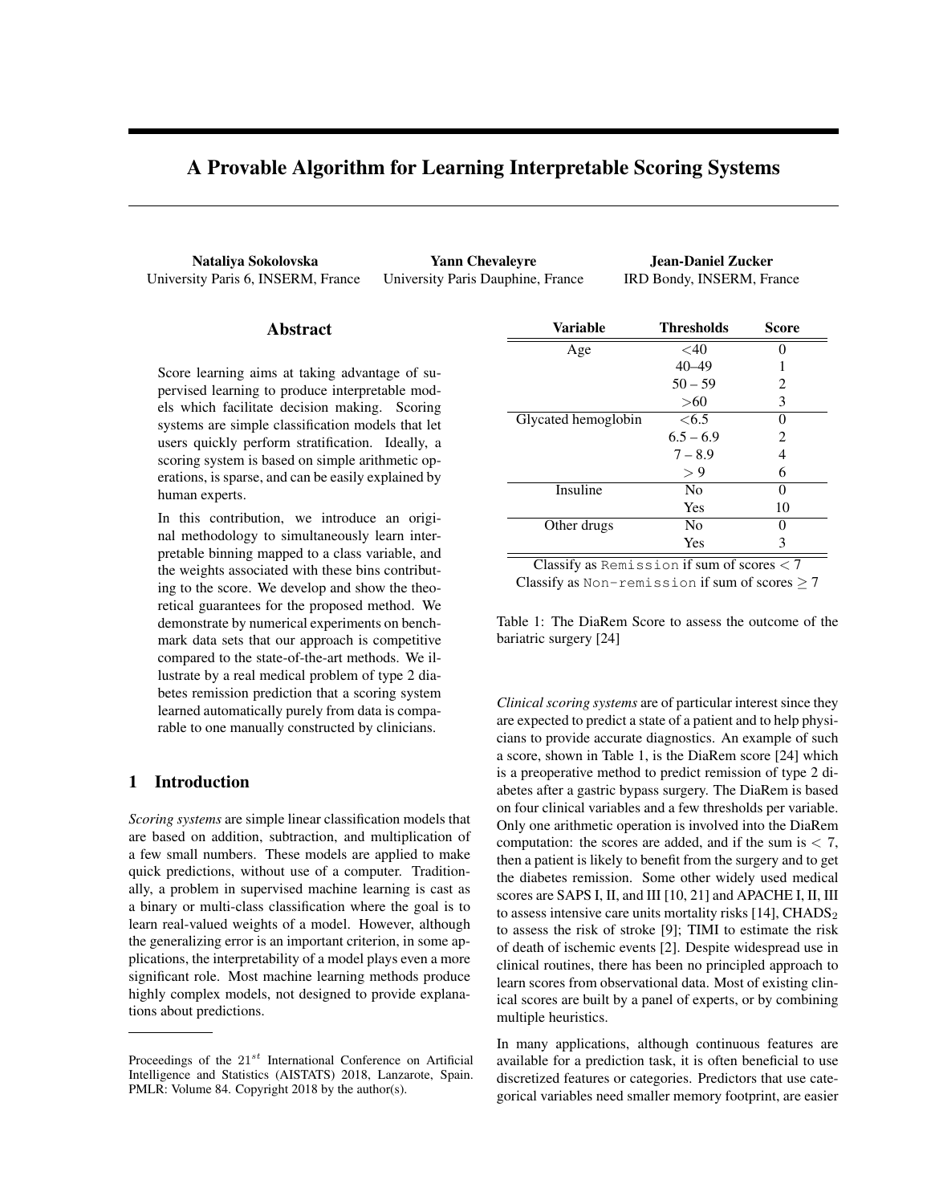# A Provable Algorithm for Learning Interpretable Scoring Systems

**Nataliya Sokolovska**
University Paris 6, INSERM, France

**Yann Chevaleyre**
University Paris Dauphine, France

**Jean-Daniel Zucker**
IRD Bondy, INSERM, France

## Abstract

Score learning aims at taking advantage of supervised learning to produce interpretable models which facilitate decision making. Scoring systems are simple classification models that let users quickly perform stratification. Ideally, a scoring system is based on simple arithmetic operations, is sparse, and can be easily explained by human experts.

In this contribution, we introduce an original methodology to simultaneously learn interpretable binning mapped to a class variable, and the weights associated with these bins contributing to the score. We develop and show the theoretical guarantees for the proposed method. We demonstrate by numerical experiments on benchmark data sets that our approach is competitive compared to the state-of-the-art methods. We illustrate by a real medical problem of type 2 diabetes remission prediction that a scoring system learned automatically purely from data is comparable to one manually constructed by clinicians.

## 1 Introduction

*Scoring systems* are simple linear classification models that are based on addition, subtraction, and multiplication of a few small numbers. These models are applied to make quick predictions, without use of a computer. Traditionally, a problem in supervised machine learning is cast as a binary or multi-class classification where the goal is to learn real-valued weights of a model. However, although the generalizing error is an important criterion, in some applications, the interpretability of a model plays even a more significant role. Most machine learning methods produce highly complex models, not designed to provide explanations about predictions.

| Variable | Thresholds | Score |
|---|---|---|
| Age | <40 | 0 |
| | 40–49 | 1 |
| | 50 – 59 | 2 |
| | >60 | 3 |
| Glycated hemoglobin | <6.5 | 0 |
| | 6.5 – 6.9 | 2 |
| | 7 – 8.9 | 4 |
| | > 9 | 6 |
| Insuline | No | 0 |
| | Yes | 10 |
| Other drugs | No | 0 |
| | Yes | 3 |

Classify as `Remission` if sum of scores $< 7$
Classify as `Non-remission` if sum of scores $\geq 7$

Table 1: The DiaRem Score to assess the outcome of the bariatric surgery [24]

*Clinical scoring systems* are of particular interest since they are expected to predict a state of a patient and to help physicians to provide accurate diagnostics. An example of such a score, shown in Table 1, is the DiaRem score [24] which is a preoperative method to predict remission of type 2 diabetes after a gastric bypass surgery. The DiaRem is based on four clinical variables and a few thresholds per variable. Only one arithmetic operation is involved into the DiaRem computation: the scores are added, and if the sum is $< 7$, then a patient is likely to benefit from the surgery and to get the diabetes remission. Some other widely used medical scores are SAPS I, II, and III [10, 21] and APACHE I, II, III to assess intensive care units mortality risks [14], $\text{CHADS}_2$ to assess the risk of stroke [9]; TIMI to estimate the risk of death of ischemic events [2]. Despite widespread use in clinical routines, there has been no principled approach to learn scores from observational data. Most of existing clinical scores are built by a panel of experts, or by combining multiple heuristics.

In many applications, although continuous features are available for a prediction task, it is often beneficial to use discretized features or categories. Predictors that use categorical variables need smaller memory footprint, are easier

Proceedings of the $21^{st}$ International Conference on Artificial Intelligence and Statistics (AISTATS) 2018, Lanzarote, Spain. PMLR: Volume 84. Copyright 2018 by the author(s).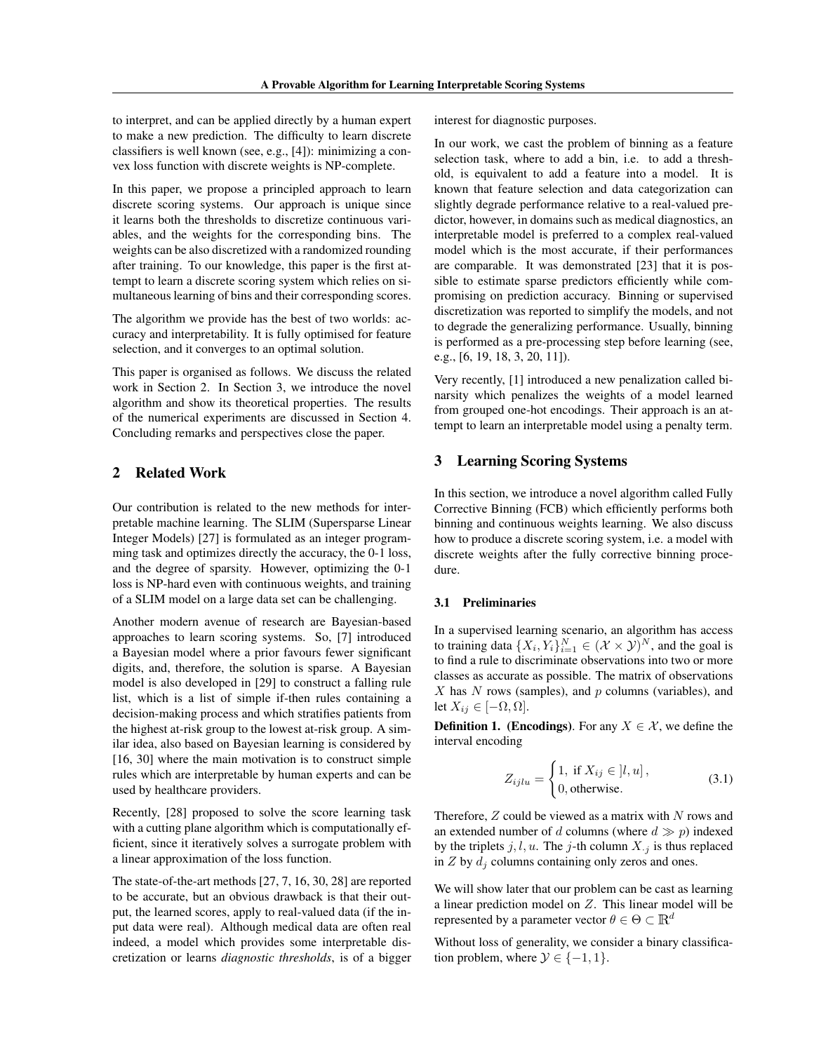to interpret, and can be applied directly by a human expert to make a new prediction. The difficulty to learn discrete classifiers is well known (see, e.g., [4]): minimizing a convex loss function with discrete weights is NP-complete.

In this paper, we propose a principled approach to learn discrete scoring systems. Our approach is unique since it learns both the thresholds to discretize continuous variables, and the weights for the corresponding bins. The weights can be also discretized with a randomized rounding after training. To our knowledge, this paper is the first attempt to learn a discrete scoring system which relies on simultaneous learning of bins and their corresponding scores.

The algorithm we provide has the best of two worlds: accuracy and interpretability. It is fully optimised for feature selection, and it converges to an optimal solution.

This paper is organised as follows. We discuss the related work in Section 2. In Section 3, we introduce the novel algorithm and show its theoretical properties. The results of the numerical experiments are discussed in Section 4. Concluding remarks and perspectives close the paper.

## 2 Related Work

Our contribution is related to the new methods for interpretable machine learning. The SLIM (Supersparse Linear Integer Models) [27] is formulated as an integer programming task and optimizes directly the accuracy, the 0-1 loss, and the degree of sparsity. However, optimizing the 0-1 loss is NP-hard even with continuous weights, and training of a SLIM model on a large data set can be challenging.

Another modern avenue of research are Bayesian-based approaches to learn scoring systems. So, [7] introduced a Bayesian model where a prior favours fewer significant digits, and, therefore, the solution is sparse. A Bayesian model is also developed in [29] to construct a falling rule list, which is a list of simple if-then rules containing a decision-making process and which stratifies patients from the highest at-risk group to the lowest at-risk group. A similar idea, also based on Bayesian learning is considered by [16, 30] where the main motivation is to construct simple rules which are interpretable by human experts and can be used by healthcare providers.

Recently, [28] proposed to solve the score learning task with a cutting plane algorithm which is computationally efficient, since it iteratively solves a surrogate problem with a linear approximation of the loss function.

The state-of-the-art methods [27, 7, 16, 30, 28] are reported to be accurate, but an obvious drawback is that their output, the learned scores, apply to real-valued data (if the input data were real). Although medical data are often real indeed, a model which provides some interpretable discretization or learns *diagnostic thresholds*, is of a bigger interest for diagnostic purposes.

In our work, we cast the problem of binning as a feature selection task, where to add a bin, i.e. to add a threshold, is equivalent to add a feature into a model. It is known that feature selection and data categorization can slightly degrade performance relative to a real-valued predictor, however, in domains such as medical diagnostics, an interpretable model is preferred to a complex real-valued model which is the most accurate, if their performances are comparable. It was demonstrated [23] that it is possible to estimate sparse predictors efficiently while compromising on prediction accuracy. Binning or supervised discretization was reported to simplify the models, and not to degrade the generalizing performance. Usually, binning is performed as a pre-processing step before learning (see, e.g., [6, 19, 18, 3, 20, 11]).

Very recently, [1] introduced a new penalization called binarsity which penalizes the weights of a model learned from grouped one-hot encodings. Their approach is an attempt to learn an interpretable model using a penalty term.

## 3 Learning Scoring Systems

In this section, we introduce a novel algorithm called Fully Corrective Binning (FCB) which efficiently performs both binning and continuous weights learning. We also discuss how to produce a discrete scoring system, i.e. a model with discrete weights after the fully corrective binning procedure.

### 3.1 Preliminaries

In a supervised learning scenario, an algorithm has access to training data $\{X_i, Y_i\}_{i=1}^N \in (\mathcal{X} \times \mathcal{Y})^N$, and the goal is to find a rule to discriminate observations into two or more classes as accurate as possible. The matrix of observations $X$ has $N$ rows (samples), and $p$ columns (variables), and let $X_{ij} \in [-\Omega, \Omega]$.

**Definition 1. (Encodings)**. For any $X \in \mathcal{X}$, we define the interval encoding

$$Z_{ijlu} = \begin{cases} 1, \text{ if } X_{ij} \in \, ]l, u] \, , \\ 0, \text{otherwise.} \end{cases} \tag{3.1}$$

Therefore, $Z$ could be viewed as a matrix with $N$ rows and an extended number of $d$ columns (where $d \gg p$) indexed by the triplets $j, l, u$. The $j$-th column $X_{\cdot j}$ is thus replaced in $Z$ by $d_j$ columns containing only zeros and ones.

We will show later that our problem can be cast as learning a linear prediction model on $Z$. This linear model will be represented by a parameter vector $\theta \in \Theta \subset \mathbb{R}^d$

Without loss of generality, we consider a binary classification problem, where $\mathcal{Y} \in \{-1, 1\}$.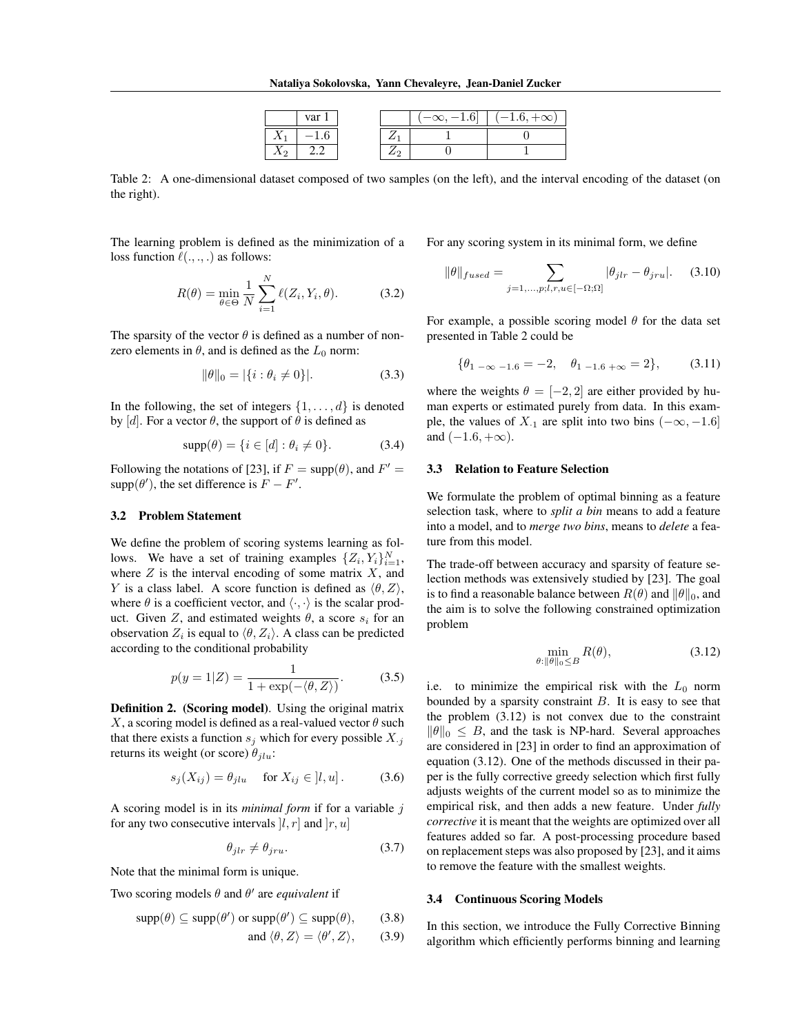|  | var 1 |
|---|---|
| $X_1$ | $-1.6$ |
| $X_2$ | $2.2$ |

|  | $(-\infty, -1.6]$ | $(-1.6, +\infty)$ |
|---|---|---|
| $Z_1$ | 1 | 0 |
| $Z_2$ | 0 | 1 |

Table 2: A one-dimensional dataset composed of two samples (on the left), and the interval encoding of the dataset (on the right).

The learning problem is defined as the minimization of a loss function $\ell(.,.,.)$ as follows:

$$R(\theta) = \min_{\theta \in \Theta} \frac{1}{N} \sum_{i=1}^{N} \ell(Z_i, Y_i, \theta). \tag{3.2}$$

The sparsity of the vector $\theta$ is defined as a number of non-zero elements in $\theta$, and is defined as the $L_0$ norm:

$$\|\theta\|_0 = |\{i : \theta_i \neq 0\}|. \tag{3.3}$$

In the following, the set of integers $\{1, \ldots, d\}$ is denoted by $[d]$. For a vector $\theta$, the support of $\theta$ is defined as

$$\text{supp}(\theta) = \{i \in [d] : \theta_i \neq 0\}. \tag{3.4}$$

Following the notations of [23], if $F = \text{supp}(\theta)$, and $F' = \text{supp}(\theta')$, the set difference is $F - F'$.

### 3.2 Problem Statement

We define the problem of scoring systems learning as follows. We have a set of training examples $\{Z_i, Y_i\}_{i=1}^N$, where $Z$ is the interval encoding of some matrix $X$, and $Y$ is a class label. A score function is defined as $\langle \theta, Z \rangle$, where $\theta$ is a coefficient vector, and $\langle \cdot, \cdot \rangle$ is the scalar product. Given $Z$, and estimated weights $\theta$, a score $s_i$ for an observation $Z_i$ is equal to $\langle \theta, Z_i \rangle$. A class can be predicted according to the conditional probability

$$p(y = 1|Z) = \frac{1}{1 + \exp(-\langle \theta, Z \rangle)}. \tag{3.5}$$

**Definition 2. (Scoring model)**. Using the original matrix $X$, a scoring model is defined as a real-valued vector $\theta$ such that there exists a function $s_j$ which for every possible $X_{\cdot j}$ returns its weight (or score) $\theta_{jlu}$:

$$s_j(X_{ij}) = \theta_{jlu} \quad \text{for } X_{ij} \in ]l, u]. \tag{3.6}$$

A scoring model is in its *minimal form* if for a variable $j$ for any two consecutive intervals $]l, r]$ and $]r, u]$

$$\theta_{jlr} \neq \theta_{jru}. \tag{3.7}$$

Note that the minimal form is unique.

Two scoring models $\theta$ and $\theta'$ are *equivalent* if

$$\text{supp}(\theta) \subseteq \text{supp}(\theta') \text{ or } \text{supp}(\theta') \subseteq \text{supp}(\theta), \tag{3.8}$$

$$\text{and } \langle \theta, Z \rangle = \langle \theta', Z \rangle, \tag{3.9}$$

For any scoring system in its minimal form, we define

$$\|\theta\|_{fused} = \sum_{j=1,\ldots,p; l,r,u \in [-\Omega;\Omega]} |\theta_{jlr} - \theta_{jru}|. \tag{3.10}$$

For example, a possible scoring model $\theta$ for the data set presented in Table 2 could be

$$\{\theta_{1\ -\infty\ -1.6} = -2, \quad \theta_{1\ -1.6\ +\infty} = 2\}, \tag{3.11}$$

where the weights $\theta = [-2, 2]$ are either provided by human experts or estimated purely from data. In this example, the values of $X_{\cdot 1}$ are split into two bins $(-\infty, -1.6]$ and $(-1.6, +\infty)$.

### 3.3 Relation to Feature Selection

We formulate the problem of optimal binning as a feature selection task, where to *split a bin* means to add a feature into a model, and to *merge two bins*, means to *delete* a feature from this model.

The trade-off between accuracy and sparsity of feature selection methods was extensively studied by [23]. The goal is to find a reasonable balance between $R(\theta)$ and $\|\theta\|_0$, and the aim is to solve the following constrained optimization problem

$$\min_{\theta : \|\theta\|_0 \leq B} R(\theta), \tag{3.12}$$

i.e. to minimize the empirical risk with the $L_0$ norm bounded by a sparsity constraint $B$. It is easy to see that the problem (3.12) is not convex due to the constraint $\|\theta\|_0 \leq B$, and the task is NP-hard. Several approaches are considered in [23] in order to find an approximation of equation (3.12). One of the methods discussed in their paper is the fully corrective greedy selection which first fully adjusts weights of the current model so as to minimize the empirical risk, and then adds a new feature. Under *fully corrective* it is meant that the weights are optimized over all features added so far. A post-processing procedure based on replacement steps was also proposed by [23], and it aims to remove the feature with the smallest weights.

### 3.4 Continuous Scoring Models

In this section, we introduce the Fully Corrective Binning algorithm which efficiently performs binning and learning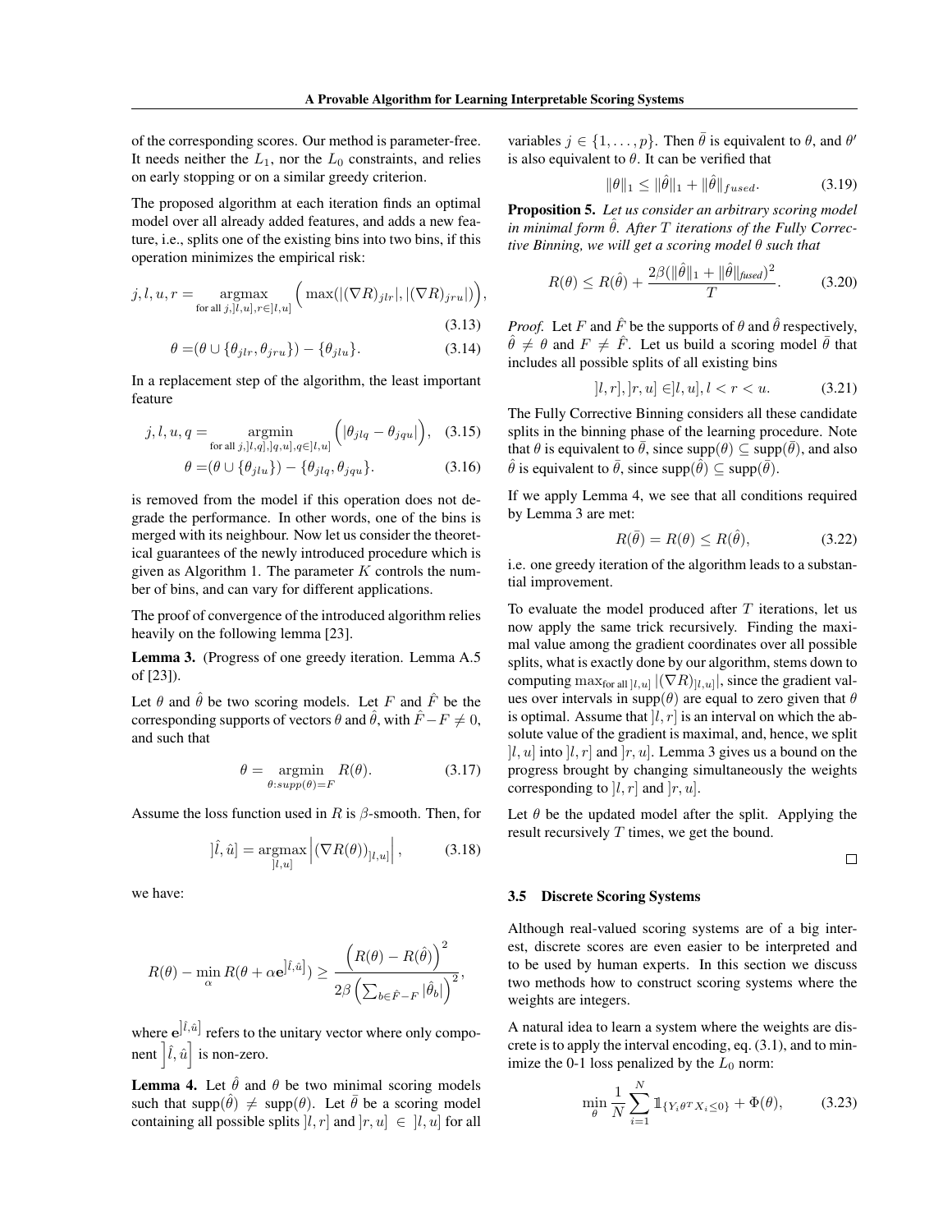of the corresponding scores. Our method is parameter-free. It needs neither the $L_1$, nor the $L_0$ constraints, and relies on early stopping or on a similar greedy criterion.

The proposed algorithm at each iteration finds an optimal model over all already added features, and adds a new feature, i.e., splits one of the existing bins into two bins, if this operation minimizes the empirical risk:

$$j, l, u, r = \underset{\text{for all } j, ]l,u], r \in ]l,u]}{\operatorname{argmax}} \Big( \max(|(\nabla R)_{jlr}|, |(\nabla R)_{jru}|) \Big), \tag{3.13}$$

$$\theta = (\theta \cup \{\theta_{jlr}, \theta_{jru}\}) - \{\theta_{jlu}\}. \tag{3.14}$$

In a replacement step of the algorithm, the least important feature

$$j, l, u, q = \underset{\text{for all } j, ]l,q], ]q,u], q \in ]l,u]}{\operatorname{argmin}} \Big( |\theta_{jlq} - \theta_{jqu}| \Big), \tag{3.15}$$

$$\theta = (\theta \cup \{\theta_{jlu}\}) - \{\theta_{jlq}, \theta_{jqu}\}. \tag{3.16}$$

is removed from the model if this operation does not degrade the performance. In other words, one of the bins is merged with its neighbour. Now let us consider the theoretical guarantees of the newly introduced procedure which is given as Algorithm 1. The parameter $K$ controls the number of bins, and can vary for different applications.

The proof of convergence of the introduced algorithm relies heavily on the following lemma [23].

**Lemma 3.** (Progress of one greedy iteration. Lemma A.5 of [23]).

Let $\theta$ and $\hat{\theta}$ be two scoring models. Let $F$ and $\hat{F}$ be the corresponding supports of vectors $\theta$ and $\hat{\theta}$, with $\hat{F} - F \neq 0$, and such that

$$\theta = \underset{\theta : supp(\theta) = F}{\operatorname{argmin}} \; R(\theta). \tag{3.17}$$

Assume the loss function used in $R$ is $\beta$-smooth. Then, for

$$]\hat{l}, \hat{u}] = \underset{]l,u]}{\operatorname{argmax}} \left| (\nabla R(\theta))_{]l,u]} \right|, \tag{3.18}$$

we have:

$$R(\theta) - \min_{\alpha} R(\theta + \alpha \mathbf{e}^{]\hat{l},\hat{u}]}) \geq \frac{\Big(R(\theta) - R(\hat{\theta})\Big)^2}{2\beta \Big(\sum_{b \in \hat{F} - F} |\hat{\theta}_b|\Big)^2},$$

where $\mathbf{e}^{]\hat{l},\hat{u}]}$ refers to the unitary vector where only component $\left]\hat{l}, \hat{u}\right]$ is non-zero.

**Lemma 4.** *Let $\hat{\theta}$ and $\theta$ be two minimal scoring models such that $\text{supp}(\hat{\theta}) \neq \text{supp}(\theta)$. Let $\bar{\theta}$ be a scoring model containing all possible splits $]l, r]$ and $]r, u] \in ]l, u]$ for all variables $j \in \{1, \dots, p\}$. Then $\bar{\theta}$ is equivalent to $\theta$, and $\theta'$ is also equivalent to $\theta$. It can be verified that*

$$\|\theta\|_1 \leq \|\hat{\theta}\|_1 + \|\hat{\theta}\|_{fused}. \tag{3.19}$$

**Proposition 5.** *Let us consider an arbitrary scoring model in minimal form $\hat{\theta}$. After $T$ iterations of the Fully Corrective Binning, we will get a scoring model $\theta$ such that*

$$R(\theta) \leq R(\hat{\theta}) + \frac{2\beta(\|\hat{\theta}\|_1 + \|\hat{\theta}\|_{\mathit{fused}})^2}{T}. \tag{3.20}$$

*Proof.* Let $F$ and $\hat{F}$ be the supports of $\theta$ and $\hat{\theta}$ respectively, $\hat{\theta} \neq \theta$ and $F \neq \hat{F}$. Let us build a scoring model $\bar{\theta}$ that includes all possible splits of all existing bins

$$]l, r], ]r, u] \in ]l, u], l < r < u. \tag{3.21}$$

The Fully Corrective Binning considers all these candidate splits in the binning phase of the learning procedure. Note that $\theta$ is equivalent to $\bar{\theta}$, since $\text{supp}(\theta) \subseteq \text{supp}(\bar{\theta})$, and also $\hat{\theta}$ is equivalent to $\bar{\theta}$, since $\text{supp}(\hat{\theta}) \subseteq \text{supp}(\bar{\theta})$.

If we apply Lemma 4, we see that all conditions required by Lemma 3 are met:

$$R(\bar{\theta}) = R(\theta) \leq R(\hat{\theta}), \tag{3.22}$$

i.e. one greedy iteration of the algorithm leads to a substantial improvement.

To evaluate the model produced after $T$ iterations, let us now apply the same trick recursively. Finding the maximal value among the gradient coordinates over all possible splits, what is exactly done by our algorithm, stems down to computing $\max_{\text{for all } ]l,u]} |(\nabla R)_{]l,u]}|$, since the gradient values over intervals in $\text{supp}(\theta)$ are equal to zero given that $\theta$ is optimal. Assume that $]l, r]$ is an interval on which the absolute value of the gradient is maximal, and, hence, we split $]l, u]$ into $]l, r]$ and $]r, u]$. Lemma 3 gives us a bound on the progress brought by changing simultaneously the weights corresponding to $]l, r]$ and $]r, u]$.

Let $\theta$ be the updated model after the split. Applying the result recursively $T$ times, we get the bound. □

### 3.5 Discrete Scoring Systems

Although real-valued scoring systems are of a big interest, discrete scores are even easier to be interpreted and to be used by human experts. In this section we discuss two methods how to construct scoring systems where the weights are integers.

A natural idea to learn a system where the weights are discrete is to apply the interval encoding, eq. (3.1), and to minimize the 0-1 loss penalized by the $L_0$ norm:

$$\min_{\theta} \frac{1}{N} \sum_{i=1}^{N} \mathbb{1}_{\{Y_i \theta^T X_i \leq 0\}} + \Phi(\theta), \tag{3.23}$$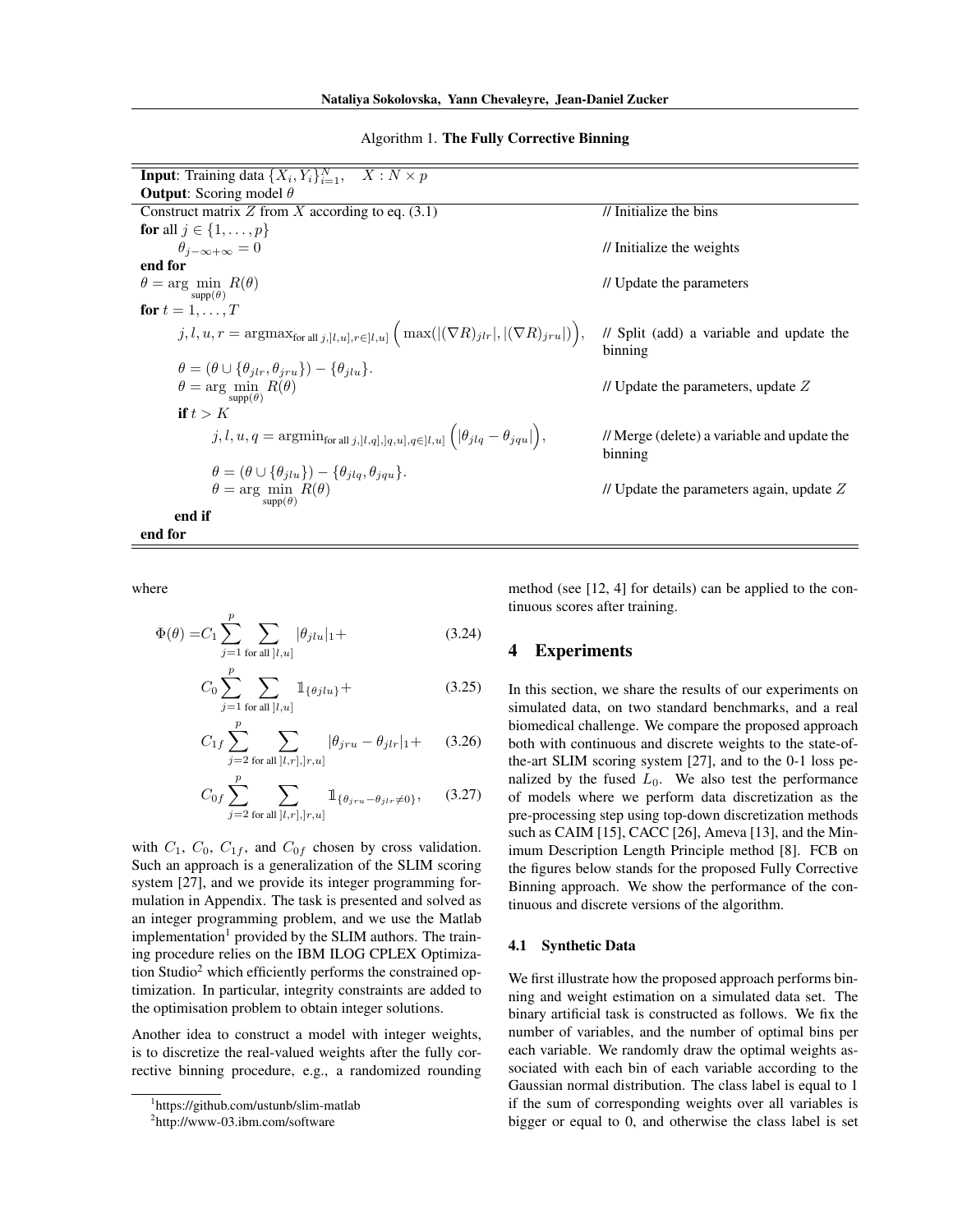Algorithm 1. **The Fully Corrective Binning**

| | |
|---|---|
| **Input**: Training data $\{X_i, Y_i\}_{i=1}^N, \quad X : N \times p$ | |
| **Output**: Scoring model $\theta$ | |
| Construct matrix $Z$ from $X$ according to eq. (3.1) | // Initialize the bins |
| **for** all $j \in \{1, \ldots, p\}$ | |
| $\quad \theta_{j-\infty+\infty} = 0$ | // Initialize the weights |
| **end for** | |
| $\theta = \arg\min_{\text{supp}(\theta)} R(\theta)$ | // Update the parameters |
| **for** $t = 1, \ldots, T$ | |
| $\quad j, l, u, r = \text{argmax}_{\text{for all } j, ]l,u], r \in ]l,u]} \Big( \max(\lvert(\nabla R)_{jlr}\rvert, \lvert(\nabla R)_{jru}\rvert) \Big),$ | // Split (add) a variable and update the binning |
| $\quad \theta = (\theta \cup \{\theta_{jlr}, \theta_{jru}\}) - \{\theta_{jlu}\}.$ | |
| $\quad \theta = \arg\min_{\text{supp}(\theta)} R(\theta)$ | // Update the parameters, update $Z$ |
| $\quad$ **if** $t > K$ | |
| $\quad\quad j, l, u, q = \text{argmin}_{\text{for all } j, ]l,q], ]q,u], q \in ]l,u]} \Big( \lvert\theta_{jlq} - \theta_{jqu}\rvert \Big),$ | // Merge (delete) a variable and update the binning |
| $\quad\quad \theta = (\theta \cup \{\theta_{jlu}\}) - \{\theta_{jlq}, \theta_{jqu}\}.$ | |
| $\quad\quad \theta = \arg\min_{\text{supp}(\theta)} R(\theta)$ | // Update the parameters again, update $Z$ |
| $\quad$ **end if** | |
| **end for** | |

where

$$\Phi(\theta) = C_1 \sum_{j=1}^{p} \sum_{\text{for all } ]l,u]} |\theta_{jlu}|_1 + \tag{3.24}$$

$$C_0 \sum_{j=1}^{p} \sum_{\text{for all } ]l,u]} \mathbb{1}_{\{\theta_{jlu}\}} + \tag{3.25}$$

$$C_{1f} \sum_{j=2}^{p} \sum_{\text{for all } ]l,r],]r,u]} |\theta_{jru} - \theta_{jlr}|_1 + \tag{3.26}$$

$$C_{0f} \sum_{j=2}^{p} \sum_{\text{for all } ]l,r],]r,u]} \mathbb{1}_{\{\theta_{jru} - \theta_{jlr} \neq 0\}}, \tag{3.27}$$

with $C_1$, $C_0$, $C_{1f}$, and $C_{0f}$ chosen by cross validation. Such an approach is a generalization of the SLIM scoring system [27], and we provide its integer programming formulation in Appendix. The task is presented and solved as an integer programming problem, and we use the Matlab implementation[1] provided by the SLIM authors. The training procedure relies on the IBM ILOG CPLEX Optimization Studio[2] which efficiently performs the constrained optimization. In particular, integrity constraints are added to the optimisation problem to obtain integer solutions.

Another idea to construct a model with integer weights, is to discretize the real-valued weights after the fully corrective binning procedure, e.g., a randomized rounding method (see [12, 4] for details) can be applied to the continuous scores after training.

## 4 Experiments

In this section, we share the results of our experiments on simulated data, on two standard benchmarks, and a real biomedical challenge. We compare the proposed approach both with continuous and discrete weights to the state-of-the-art SLIM scoring system [27], and to the 0-1 loss penalized by the fused $L_0$. We also test the performance of models where we perform data discretization as the pre-processing step using top-down discretization methods such as CAIM [15], CACC [26], Ameva [13], and the Minimum Description Length Principle method [8]. FCB on the figures below stands for the proposed Fully Corrective Binning approach. We show the performance of the continuous and discrete versions of the algorithm.

### 4.1 Synthetic Data

We first illustrate how the proposed approach performs binning and weight estimation on a simulated data set. The binary artificial task is constructed as follows. We fix the number of variables, and the number of optimal bins per each variable. We randomly draw the optimal weights associated with each bin of each variable according to the Gaussian normal distribution. The class label is equal to 1 if the sum of corresponding weights over all variables is bigger or equal to 0, and otherwise the class label is set

[1] https://github.com/ustunb/slim-matlab

[2] http://www-03.ibm.com/software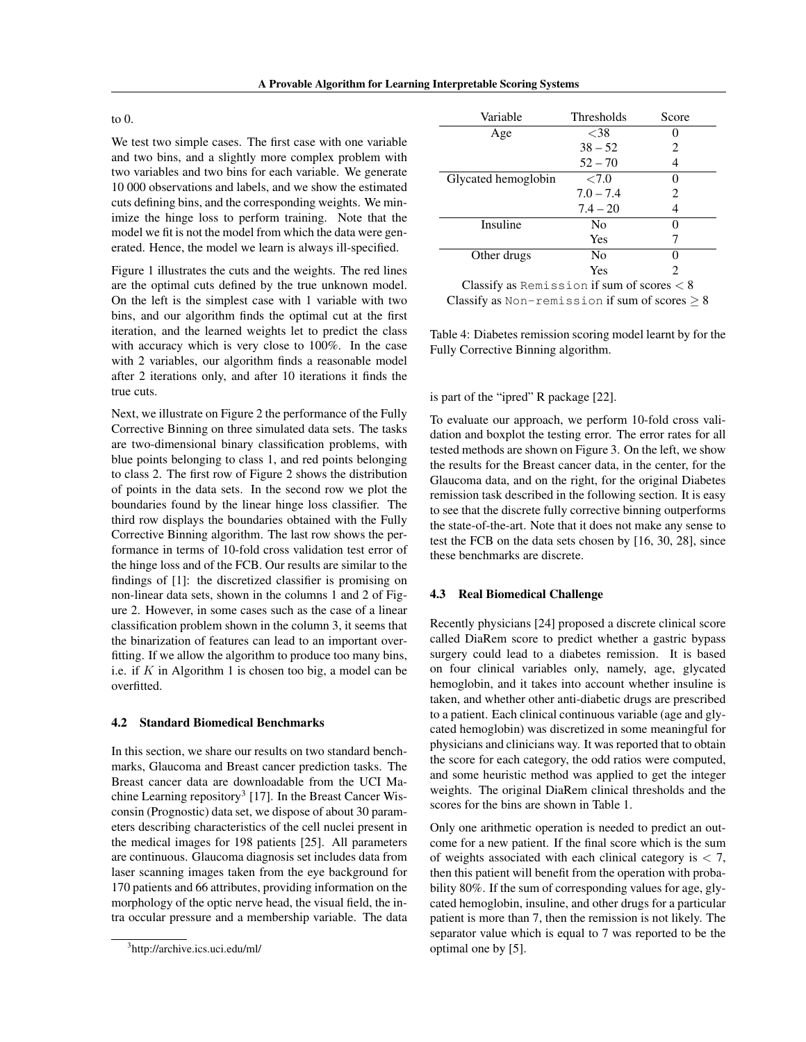to 0.

We test two simple cases. The first case with one variable and two bins, and a slightly more complex problem with two variables and two bins for each variable. We generate 10 000 observations and labels, and we show the estimated cuts defining bins, and the corresponding weights. We minimize the hinge loss to perform training. Note that the model we fit is not the model from which the data were generated. Hence, the model we learn is always ill-specified.

Figure 1 illustrates the cuts and the weights. The red lines are the optimal cuts defined by the true unknown model. On the left is the simplest case with 1 variable with two bins, and our algorithm finds the optimal cut at the first iteration, and the learned weights let to predict the class with accuracy which is very close to 100%. In the case with 2 variables, our algorithm finds a reasonable model after 2 iterations only, and after 10 iterations it finds the true cuts.

Next, we illustrate on Figure 2 the performance of the Fully Corrective Binning on three simulated data sets. The tasks are two-dimensional binary classification problems, with blue points belonging to class 1, and red points belonging to class 2. The first row of Figure 2 shows the distribution of points in the data sets. In the second row we plot the boundaries found by the linear hinge loss classifier. The third row displays the boundaries obtained with the Fully Corrective Binning algorithm. The last row shows the performance in terms of 10-fold cross validation test error of the hinge loss and of the FCB. Our results are similar to the findings of [1]: the discretized classifier is promising on non-linear data sets, shown in the columns 1 and 2 of Figure 2. However, in some cases such as the case of a linear classification problem shown in the column 3, it seems that the binarization of features can lead to an important overfitting. If we allow the algorithm to produce too many bins, i.e. if $K$ in Algorithm 1 is chosen too big, a model can be overfitted.

### 4.2 Standard Biomedical Benchmarks

In this section, we share our results on two standard benchmarks, Glaucoma and Breast cancer prediction tasks. The Breast cancer data are downloadable from the UCI Machine Learning repository[3] [17]. In the Breast Cancer Wisconsin (Prognostic) data set, we dispose of about 30 parameters describing characteristics of the cell nuclei present in the medical images for 198 patients [25]. All parameters are continuous. Glaucoma diagnosis set includes data from laser scanning images taken from the eye background for 170 patients and 66 attributes, providing information on the morphology of the optic nerve head, the visual field, the intra occular pressure and a membership variable. The data is part of the "ipred" R package [22].

To evaluate our approach, we perform 10-fold cross validation and boxplot the testing error. The error rates for all tested methods are shown on Figure 3. On the left, we show the results for the Breast cancer data, in the center, for the Glaucoma data, and on the right, for the original Diabetes remission task described in the following section. It is easy to see that the discrete fully corrective binning outperforms the state-of-the-art. Note that it does not make any sense to test the FCB on the data sets chosen by [16, 30, 28], since these benchmarks are discrete.

[3]http://archive.ics.uci.edu/ml/

| Variable | Thresholds | Score |
|---|---|---|
| Age | <38 | 0 |
| | 38 – 52 | 2 |
| | 52 – 70 | 4 |
| Glycated hemoglobin | <7.0 | 0 |
| | 7.0 – 7.4 | 2 |
| | 7.4 – 20 | 4 |
| Insuline | No | 0 |
| | Yes | 7 |
| Other drugs | No | 0 |
| | Yes | 2 |
| Classify as Remission if sum of scores $< 8$ | | |
| Classify as Non-remission if sum of scores $\geq 8$ | | |

Table 4: Diabetes remission scoring model learnt by for the Fully Corrective Binning algorithm.

### 4.3 Real Biomedical Challenge

Recently physicians [24] proposed a discrete clinical score called DiaRem score to predict whether a gastric bypass surgery could lead to a diabetes remission. It is based on four clinical variables only, namely, age, glycated hemoglobin, and it takes into account whether insuline is taken, and whether other anti-diabetic drugs are prescribed to a patient. Each clinical continuous variable (age and glycated hemoglobin) was discretized in some meaningful for physicians and clinicians way. It was reported that to obtain the score for each category, the odd ratios were computed, and some heuristic method was applied to get the integer weights. The original DiaRem clinical thresholds and the scores for the bins are shown in Table 1.

Only one arithmetic operation is needed to predict an outcome for a new patient. If the final score which is the sum of weights associated with each clinical category is $< 7$, then this patient will benefit from the operation with probability 80%. If the sum of corresponding values for age, glycated hemoglobin, insuline, and other drugs for a particular patient is more than 7, then the remission is not likely. The separator value which is equal to 7 was reported to be the optimal one by [5].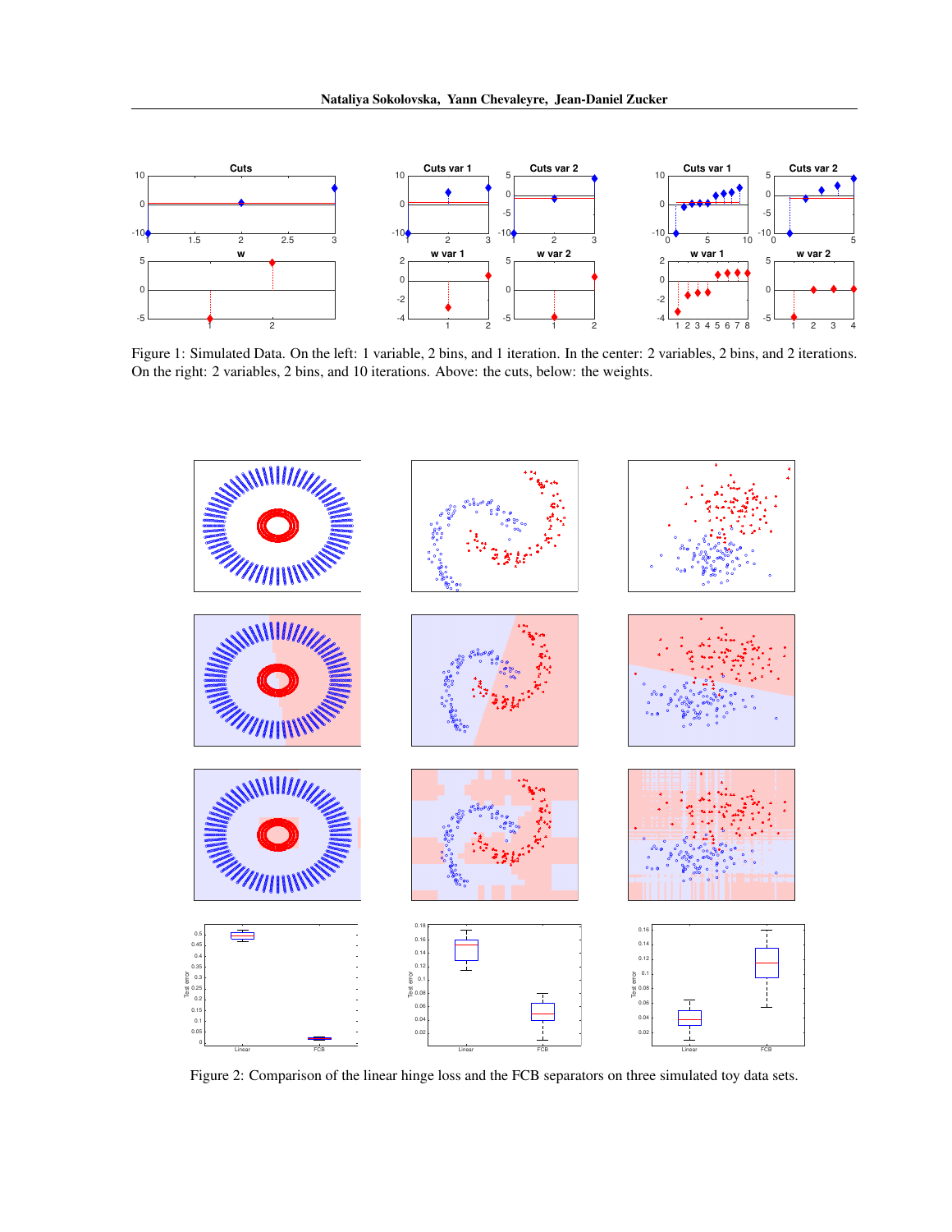Figure 1: Simulated Data. On the left: 1 variable, 2 bins, and 1 iteration. In the center: 2 variables, 2 bins, and 2 iterations. On the right: 2 variables, 2 bins, and 10 iterations. Above: the cuts, below: the weights.

Figure 2: Comparison of the linear hinge loss and the FCB separators on three simulated toy data sets.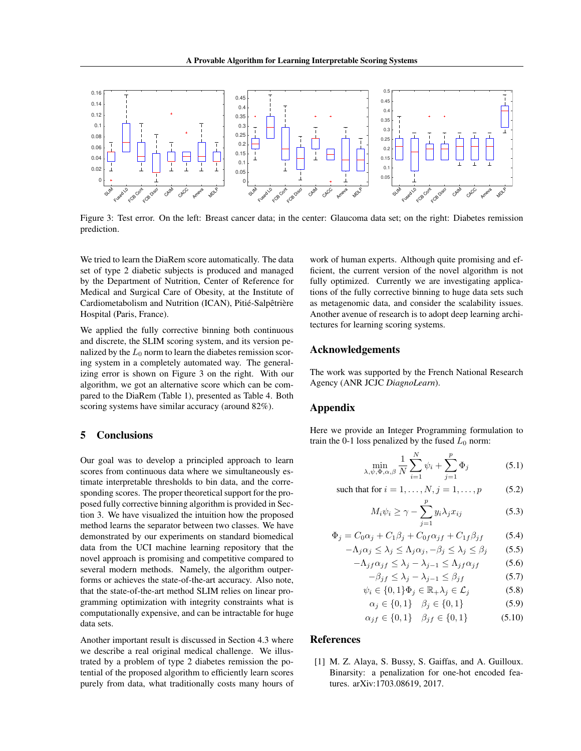Figure 3: Test error. On the left: Breast cancer data; in the center: Glaucoma data set; on the right: Diabetes remission prediction.

We tried to learn the DiaRem score automatically. The data set of type 2 diabetic subjects is produced and managed by the Department of Nutrition, Center of Reference for Medical and Surgical Care of Obesity, at the Institute of Cardiometabolism and Nutrition (ICAN), Pitié-Salpêtrière Hospital (Paris, France).

We applied the fully corrective binning both continuous and discrete, the SLIM scoring system, and its version penalized by the $L_0$ norm to learn the diabetes remission scoring system in a completely automated way. The generalizing error is shown on Figure 3 on the right. With our algorithm, we got an alternative score which can be compared to the DiaRem (Table 1), presented as Table 4. Both scoring systems have similar accuracy (around 82%).

## 5 Conclusions

Our goal was to develop a principled approach to learn scores from continuous data where we simultaneously estimate interpretable thresholds to bin data, and the corresponding scores. The proper theoretical support for the proposed fully corrective binning algorithm is provided in Section 3. We have visualized the intuition how the proposed method learns the separator between two classes. We have demonstrated by our experiments on standard biomedical data from the UCI machine learning repository that the novel approach is promising and competitive compared to several modern methods. Namely, the algorithm outperforms or achieves the state-of-the-art accuracy. Also note, that the state-of-the-art method SLIM relies on linear programming optimization with integrity constraints what is computationally expensive, and can be intractable for huge data sets.

Another important result is discussed in Section 4.3 where we describe a real original medical challenge. We illustrated by a problem of type 2 diabetes remission the potential of the proposed algorithm to efficiently learn scores purely from data, what traditionally costs many hours of work of human experts. Although quite promising and efficient, the current version of the novel algorithm is not fully optimized. Currently we are investigating applications of the fully corrective binning to huge data sets such as metagenomic data, and consider the scalability issues. Another avenue of research is to adopt deep learning architectures for learning scoring systems.

## Acknowledgements

The work was supported by the French National Research Agency (ANR JCJC *DiagnoLearn*).

## Appendix

Here we provide an Integer Programming formulation to train the 0-1 loss penalized by the fused $L_0$ norm:

$$\min_{\lambda,\psi,\Phi,\alpha,\beta} \frac{1}{N}\sum_{i=1}^{N}\psi_i + \sum_{j=1}^{p}\Phi_j \tag{5.1}$$

$$\text{such that for } i = 1,\dots,N, j = 1,\dots,p \tag{5.2}$$

$$M_i\psi_i \geq \gamma - \sum_{j=1}^{p} y_i\lambda_j x_{ij} \tag{5.3}$$

$$\Phi_j = C_0\alpha_j + C_1\beta_j + C_{0f}\alpha_{jf} + C_{1f}\beta_{jf} \tag{5.4}$$

$$-\Lambda_j\alpha_j \leq \lambda_j \leq \Lambda_j\alpha_j, -\beta_j \leq \lambda_j \leq \beta_j \tag{5.5}$$

$$-\Lambda_{jf}\alpha_{jf} \leq \lambda_j - \lambda_{j-1} \leq \Lambda_{jf}\alpha_{jf} \tag{5.6}$$

$$-\beta_{jf} \leq \lambda_j - \lambda_{j-1} \leq \beta_{jf} \tag{5.7}$$

$$\psi_i \in \{0,1\}\Phi_j \in \mathbb{R}_+\lambda_j \in \mathcal{L}_j \tag{5.8}$$

$$\alpha_j \in \{0,1\} \quad \beta_j \in \{0,1\} \tag{5.9}$$

$$\alpha_{jf} \in \{0,1\} \quad \beta_{jf} \in \{0,1\} \tag{5.10}$$

## References

[1] M. Z. Alaya, S. Bussy, S. Gaiffas, and A. Guilloux. Binarsity: a penalization for one-hot encoded features. arXiv:1703.08619, 2017.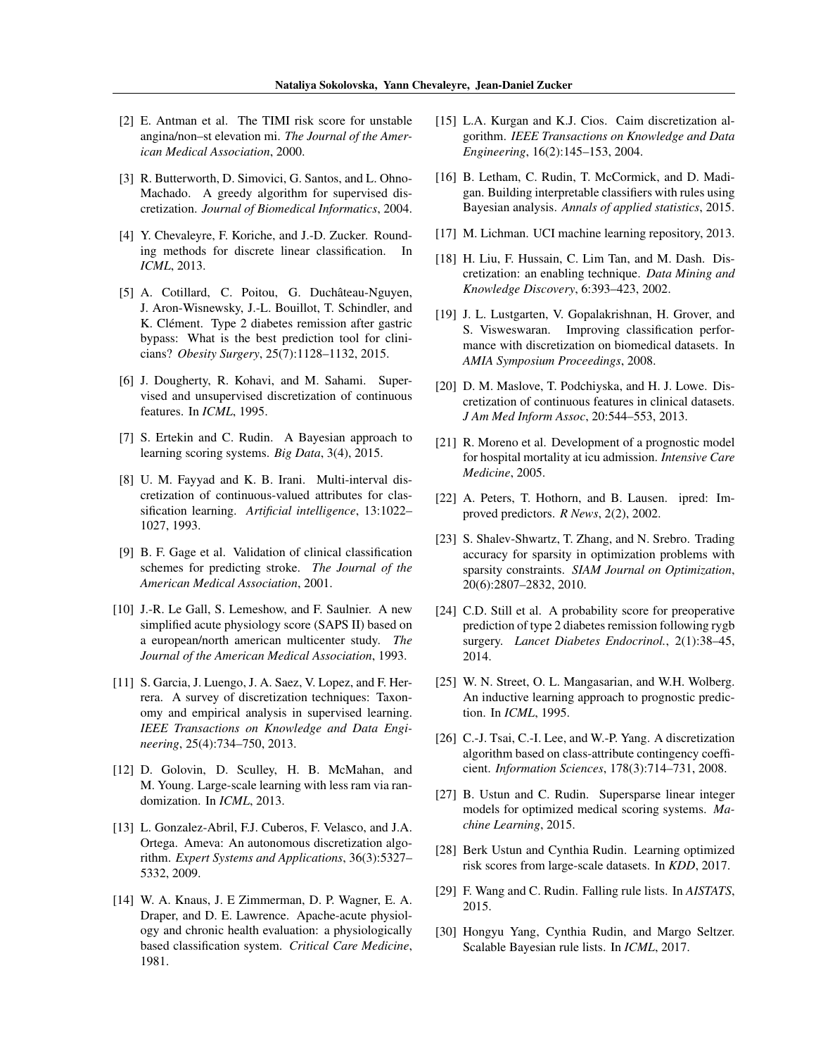[2] E. Antman et al. The TIMI risk score for unstable angina/non–st elevation mi. *The Journal of the American Medical Association*, 2000.

[3] R. Butterworth, D. Simovici, G. Santos, and L. Ohno-Machado. A greedy algorithm for supervised discretization. *Journal of Biomedical Informatics*, 2004.

[4] Y. Chevaleyre, F. Koriche, and J.-D. Zucker. Rounding methods for discrete linear classification. In *ICML*, 2013.

[5] A. Cotillard, C. Poitou, G. Duchâteau-Nguyen, J. Aron-Wisnewsky, J.-L. Bouillot, T. Schindler, and K. Clément. Type 2 diabetes remission after gastric bypass: What is the best prediction tool for clinicians? *Obesity Surgery*, 25(7):1128–1132, 2015.

[6] J. Dougherty, R. Kohavi, and M. Sahami. Supervised and unsupervised discretization of continuous features. In *ICML*, 1995.

[7] S. Ertekin and C. Rudin. A Bayesian approach to learning scoring systems. *Big Data*, 3(4), 2015.

[8] U. M. Fayyad and K. B. Irani. Multi-interval discretization of continuous-valued attributes for classification learning. *Artificial intelligence*, 13:1022–1027, 1993.

[9] B. F. Gage et al. Validation of clinical classification schemes for predicting stroke. *The Journal of the American Medical Association*, 2001.

[10] J.-R. Le Gall, S. Lemeshow, and F. Saulnier. A new simplified acute physiology score (SAPS II) based on a european/north american multicenter study. *The Journal of the American Medical Association*, 1993.

[11] S. Garcia, J. Luengo, J. A. Saez, V. Lopez, and F. Herrera. A survey of discretization techniques: Taxonomy and empirical analysis in supervised learning. *IEEE Transactions on Knowledge and Data Engineering*, 25(4):734–750, 2013.

[12] D. Golovin, D. Sculley, H. B. McMahan, and M. Young. Large-scale learning with less ram via randomization. In *ICML*, 2013.

[13] L. Gonzalez-Abril, F.J. Cuberos, F. Velasco, and J.A. Ortega. Ameva: An autonomous discretization algorithm. *Expert Systems and Applications*, 36(3):5327–5332, 2009.

[14] W. A. Knaus, J. E Zimmerman, D. P. Wagner, E. A. Draper, and D. E. Lawrence. Apache-acute physiology and chronic health evaluation: a physiologically based classification system. *Critical Care Medicine*, 1981.

[15] L.A. Kurgan and K.J. Cios. Caim discretization algorithm. *IEEE Transactions on Knowledge and Data Engineering*, 16(2):145–153, 2004.

[16] B. Letham, C. Rudin, T. McCormick, and D. Madigan. Building interpretable classifiers with rules using Bayesian analysis. *Annals of applied statistics*, 2015.

[17] M. Lichman. UCI machine learning repository, 2013.

[18] H. Liu, F. Hussain, C. Lim Tan, and M. Dash. Discretization: an enabling technique. *Data Mining and Knowledge Discovery*, 6:393–423, 2002.

[19] J. L. Lustgarten, V. Gopalakrishnan, H. Grover, and S. Visweswaran. Improving classification performance with discretization on biomedical datasets. In *AMIA Symposium Proceedings*, 2008.

[20] D. M. Maslove, T. Podchiyska, and H. J. Lowe. Discretization of continuous features in clinical datasets. *J Am Med Inform Assoc*, 20:544–553, 2013.

[21] R. Moreno et al. Development of a prognostic model for hospital mortality at icu admission. *Intensive Care Medicine*, 2005.

[22] A. Peters, T. Hothorn, and B. Lausen. ipred: Improved predictors. *R News*, 2(2), 2002.

[23] S. Shalev-Shwartz, T. Zhang, and N. Srebro. Trading accuracy for sparsity in optimization problems with sparsity constraints. *SIAM Journal on Optimization*, 20(6):2807–2832, 2010.

[24] C.D. Still et al. A probability score for preoperative prediction of type 2 diabetes remission following rygb surgery. *Lancet Diabetes Endocrinol.*, 2(1):38–45, 2014.

[25] W. N. Street, O. L. Mangasarian, and W.H. Wolberg. An inductive learning approach to prognostic prediction. In *ICML*, 1995.

[26] C.-J. Tsai, C.-I. Lee, and W.-P. Yang. A discretization algorithm based on class-attribute contingency coefficient. *Information Sciences*, 178(3):714–731, 2008.

[27] B. Ustun and C. Rudin. Supersparse linear integer models for optimized medical scoring systems. *Machine Learning*, 2015.

[28] Berk Ustun and Cynthia Rudin. Learning optimized risk scores from large-scale datasets. In *KDD*, 2017.

[29] F. Wang and C. Rudin. Falling rule lists. In *AISTATS*, 2015.

[30] Hongyu Yang, Cynthia Rudin, and Margo Seltzer. Scalable Bayesian rule lists. In *ICML*, 2017.